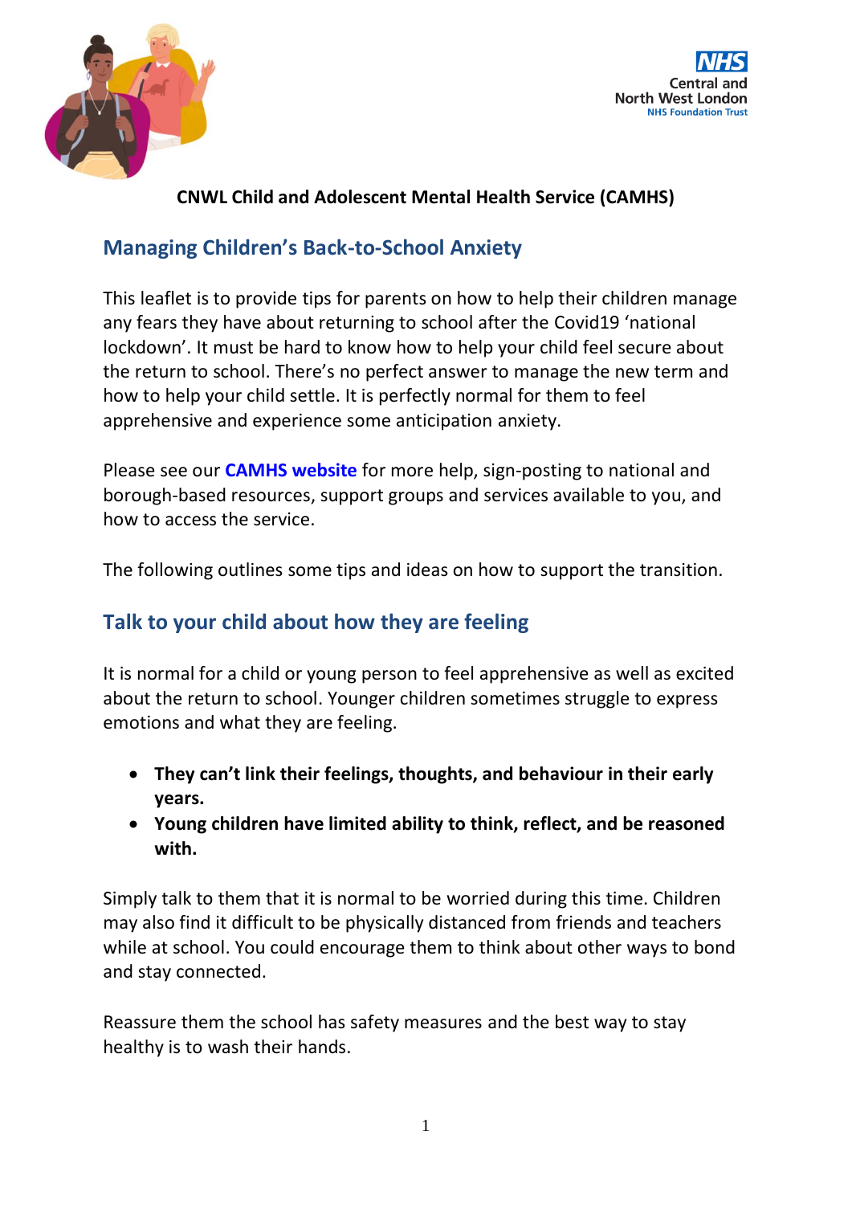**CNWL Child and Adolescent Mental Health Service (CAMHS)**

## Managing Children's Back-to-School Anxiety

This leaflet is to provide tips for parents on how to help their children manage any fears they have about returning to school after the Covid19 'national lockdown'. It must be hard to know how to help your child feel secure about the return to school. There's no perfect answer to manage the new term and how to help your child settle. It is perfectly normal for them to feel apprehensive and experience some anticipation anxiety.

Please see our **CAMHS website** for more help, sign-posting to national and borough-based resources, support groups and services available to you, and how to access the service.

The following outlines some tips and ideas on how to support the transition.

## Talk to your child about how they are feeling

It is normal for a child or young person to feel apprehensive as well as excited about the return to school. Younger children sometimes struggle to express emotions and what they are feeling.

- **They can't link their feelings, thoughts, and behaviour in their early years.**
- **Young children have limited ability to think, reflect, and be reasoned with.**

Simply talk to them that it is normal to be worried during this time. Children may also find it difficult to be physically distanced from friends and teachers while at school. You could encourage them to think about other ways to bond and stay connected.

Reassure them the school has safety measures and the best way to stay healthy is to wash their hands.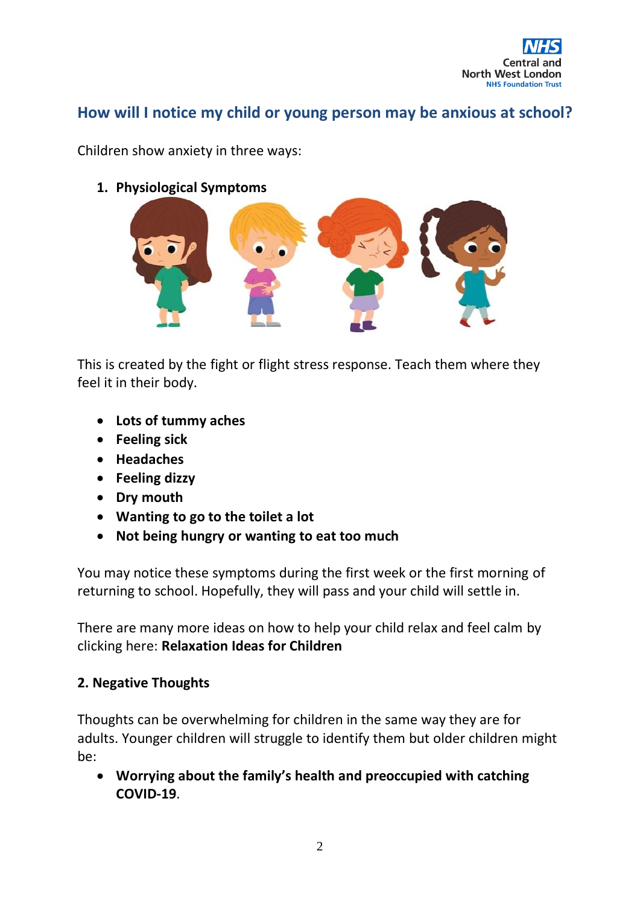## How will I notice my child or young person may be anxious at school?

Children show anxiety in three ways:

1. **Physiological Symptoms**

This is created by the fight or flight stress response. Teach them where they feel it in their body.

- **Lots of tummy aches**
- **Feeling sick**
- **Headaches**
- **Feeling dizzy**
- **Dry mouth**
- **Wanting to go to the toilet a lot**
- **Not being hungry or wanting to eat too much**

You may notice these symptoms during the first week or the first morning of returning to school. Hopefully, they will pass and your child will settle in.

There are many more ideas on how to help your child relax and feel calm by clicking here: **Relaxation Ideas for Children**

**2. Negative Thoughts**

Thoughts can be overwhelming for children in the same way they are for adults. Younger children will struggle to identify them but older children might be:

- **Worrying about the family's health and preoccupied with catching COVID-19**.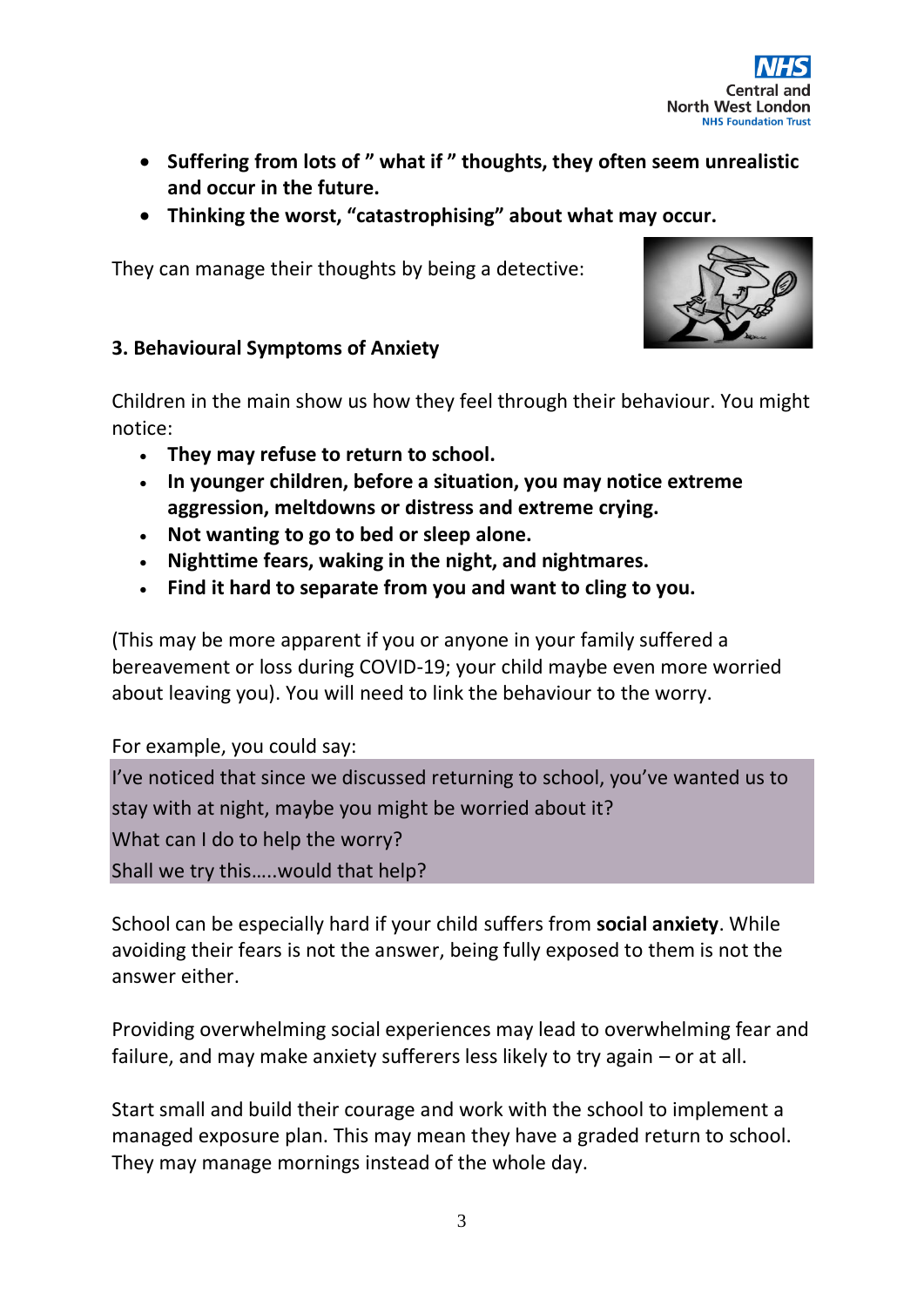- **Suffering from lots of " what if " thoughts, they often seem unrealistic and occur in the future.**
- **Thinking the worst, "catastrophising" about what may occur.**

They can manage their thoughts by being a detective:

### 3. Behavioural Symptoms of Anxiety

Children in the main show us how they feel through their behaviour. You might notice:

- **They may refuse to return to school.**
- **In younger children, before a situation, you may notice extreme aggression, meltdowns or distress and extreme crying.**
- **Not wanting to go to bed or sleep alone.**
- **Nighttime fears, waking in the night, and nightmares.**
- **Find it hard to separate from you and want to cling to you.**

(This may be more apparent if you or anyone in your family suffered a bereavement or loss during COVID-19; your child maybe even more worried about leaving you). You will need to link the behaviour to the worry.

For example, you could say:

I've noticed that since we discussed returning to school, you've wanted us to stay with at night, maybe you might be worried about it?
What can I do to help the worry?
Shall we try this…..would that help?

School can be especially hard if your child suffers from **social anxiety**. While avoiding their fears is not the answer, being fully exposed to them is not the answer either.

Providing overwhelming social experiences may lead to overwhelming fear and failure, and may make anxiety sufferers less likely to try again – or at all.

Start small and build their courage and work with the school to implement a managed exposure plan. This may mean they have a graded return to school. They may manage mornings instead of the whole day.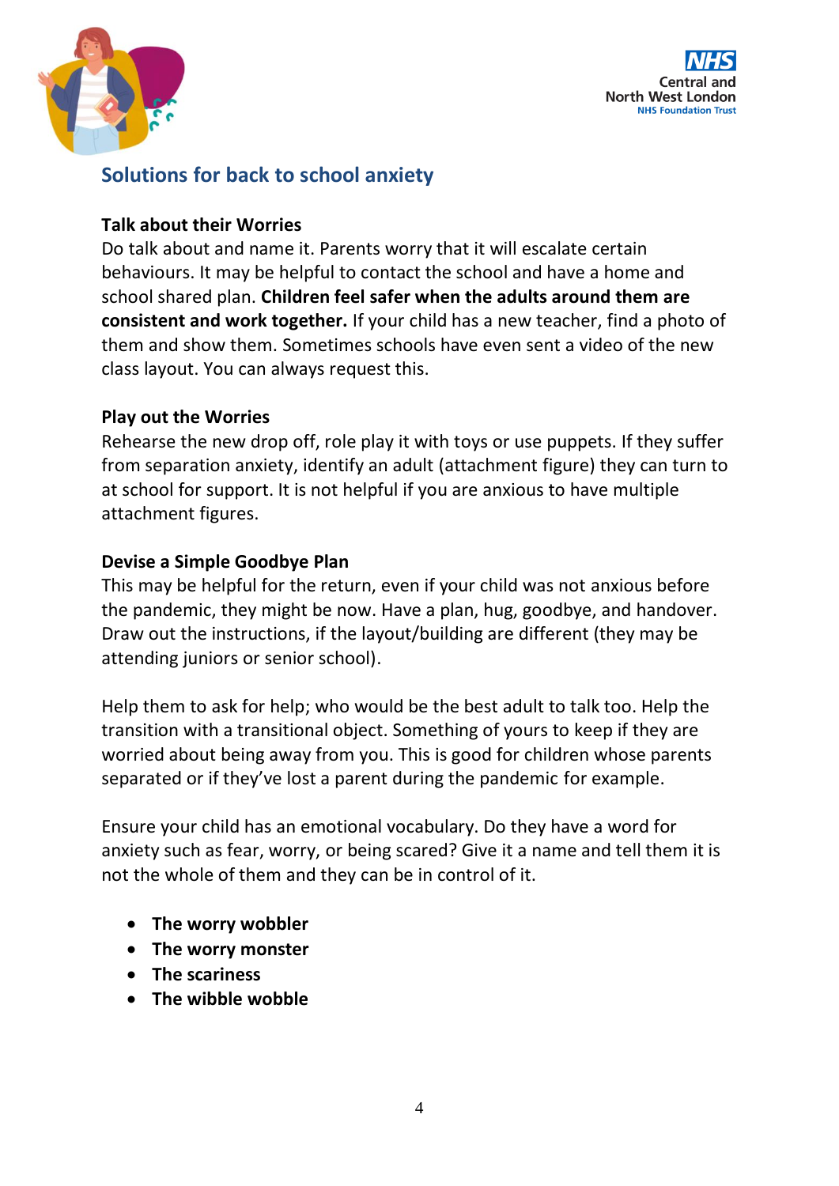## Solutions for back to school anxiety

### Talk about their Worries

Do talk about and name it. Parents worry that it will escalate certain behaviours. It may be helpful to contact the school and have a home and school shared plan. **Children feel safer when the adults around them are consistent and work together.** If your child has a new teacher, find a photo of them and show them. Sometimes schools have even sent a video of the new class layout. You can always request this.

### Play out the Worries

Rehearse the new drop off, role play it with toys or use puppets. If they suffer from separation anxiety, identify an adult (attachment figure) they can turn to at school for support. It is not helpful if you are anxious to have multiple attachment figures.

### Devise a Simple Goodbye Plan

This may be helpful for the return, even if your child was not anxious before the pandemic, they might be now. Have a plan, hug, goodbye, and handover. Draw out the instructions, if the layout/building are different (they may be attending juniors or senior school).

Help them to ask for help; who would be the best adult to talk too. Help the transition with a transitional object. Something of yours to keep if they are worried about being away from you. This is good for children whose parents separated or if they've lost a parent during the pandemic for example.

Ensure your child has an emotional vocabulary. Do they have a word for anxiety such as fear, worry, or being scared? Give it a name and tell them it is not the whole of them and they can be in control of it.

- **The worry wobbler**
- **The worry monster**
- **The scariness**
- **The wibble wobble**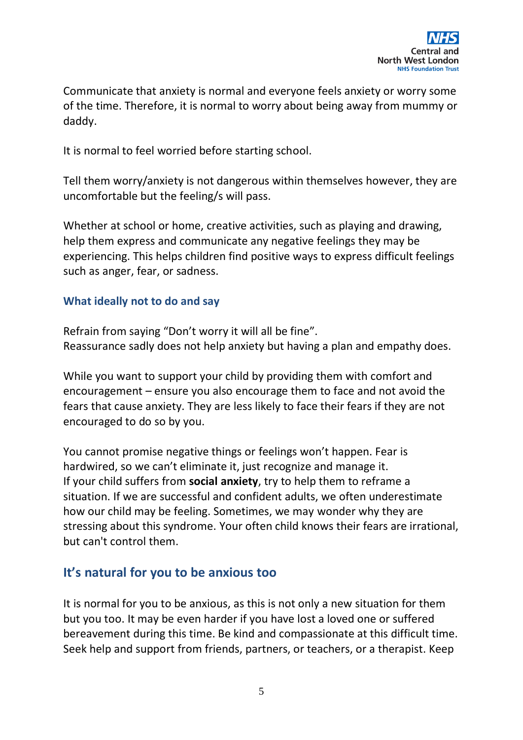Communicate that anxiety is normal and everyone feels anxiety or worry some of the time. Therefore, it is normal to worry about being away from mummy or daddy.

It is normal to feel worried before starting school.

Tell them worry/anxiety is not dangerous within themselves however, they are uncomfortable but the feeling/s will pass.

Whether at school or home, creative activities, such as playing and drawing, help them express and communicate any negative feelings they may be experiencing. This helps children find positive ways to express difficult feelings such as anger, fear, or sadness.

### What ideally not to do and say

Refrain from saying "Don't worry it will all be fine".
Reassurance sadly does not help anxiety but having a plan and empathy does.

While you want to support your child by providing them with comfort and encouragement – ensure you also encourage them to face and not avoid the fears that cause anxiety. They are less likely to face their fears if they are not encouraged to do so by you.

You cannot promise negative things or feelings won't happen. Fear is hardwired, so we can't eliminate it, just recognize and manage it.
If your child suffers from **social anxiety**, try to help them to reframe a situation. If we are successful and confident adults, we often underestimate how our child may be feeling. Sometimes, we may wonder why they are stressing about this syndrome. Your often child knows their fears are irrational, but can't control them.

## It's natural for you to be anxious too

It is normal for you to be anxious, as this is not only a new situation for them but you too. It may be even harder if you have lost a loved one or suffered bereavement during this time. Be kind and compassionate at this difficult time. Seek help and support from friends, partners, or teachers, or a therapist. Keep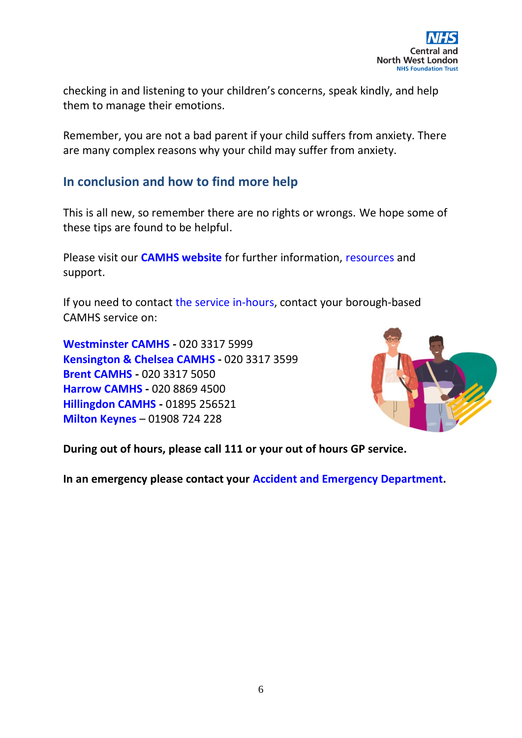checking in and listening to your children's concerns, speak kindly, and help them to manage their emotions.

Remember, you are not a bad parent if your child suffers from anxiety. There are many complex reasons why your child may suffer from anxiety.

## In conclusion and how to find more help

This is all new, so remember there are no rights or wrongs. We hope some of these tips are found to be helpful.

Please visit our **CAMHS website** for further information, resources and support.

If you need to contact the service in-hours, contact your borough-based CAMHS service on:

**Westminster CAMHS -** 020 3317 5999
**Kensington & Chelsea CAMHS -** 020 3317 3599
**Brent CAMHS -** 020 3317 5050
**Harrow CAMHS -** 020 8869 4500
**Hillingdon CAMHS -** 01895 256521
**Milton Keynes** – 01908 724 228

**During out of hours, please call 111 or your out of hours GP service.**

**In an emergency please contact your Accident and Emergency Department.**